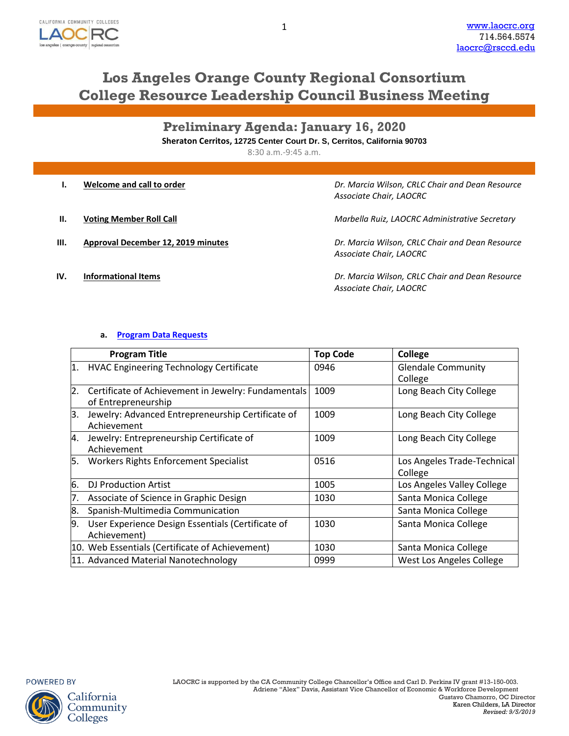www.laocrc.org
714.564.5574
laocrc@rsccd.edu

# Los Angeles Orange County Regional Consortium
# College Resource Leadership Council Business Meeting

## Preliminary Agenda: January 16, 2020

**Sheraton Cerritos, 12725 Center Court Dr. S, Cerritos, California 90703**

8:30 a.m.-9:45 a.m.

**I. Welcome and call to order** — *Dr. Marcia Wilson, CRLC Chair and Dean Resource Associate Chair, LAOCRC*

**II. Voting Member Roll Call** — *Marbella Ruiz, LAOCRC Administrative Secretary*

**III. Approval December 12, 2019 minutes** — *Dr. Marcia Wilson, CRLC Chair and Dean Resource Associate Chair, LAOCRC*

**IV. Informational Items** — *Dr. Marcia Wilson, CRLC Chair and Dean Resource Associate Chair, LAOCRC*

a. **Program Data Requests**

| Program Title | Top Code | College |
|---|---|---|
| 1. HVAC Engineering Technology Certificate | 0946 | Glendale Community College |
| 2. Certificate of Achievement in Jewelry: Fundamentals of Entrepreneurship | 1009 | Long Beach City College |
| 3. Jewelry: Advanced Entrepreneurship Certificate of Achievement | 1009 | Long Beach City College |
| 4. Jewelry: Entrepreneurship Certificate of Achievement | 1009 | Long Beach City College |
| 5. Workers Rights Enforcement Specialist | 0516 | Los Angeles Trade-Technical College |
| 6. DJ Production Artist | 1005 | Los Angeles Valley College |
| 7. Associate of Science in Graphic Design | 1030 | Santa Monica College |
| 8. Spanish-Multimedia Communication | | Santa Monica College |
| 9. User Experience Design Essentials (Certificate of Achievement) | 1030 | Santa Monica College |
| 10. Web Essentials (Certificate of Achievement) | 1030 | Santa Monica College |
| 11. Advanced Material Nanotechnology | 0999 | West Los Angeles College |

LAOCRC is supported by the CA Community College Chancellor's Office and Carl D. Perkins IV grant #13-150-003.
Adriene "Alex" Davis, Assistant Vice Chancellor of Economic & Workforce Development
Gustavo Chamorro, OC Director
Karen Childers, LA Director
*Revised: 9/5/2019*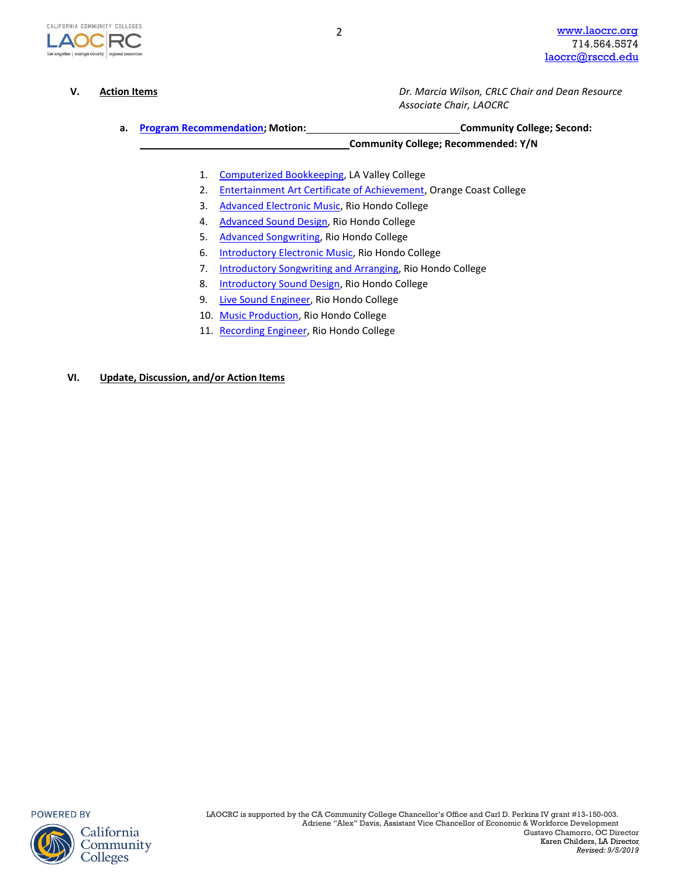**V. Action Items** *Dr. Marcia Wilson, CRLC Chair and Dean Resource Associate Chair, LAOCRC*

**a. Program Recommendation; Motion: \_\_\_\_\_\_\_\_\_\_\_\_\_\_\_\_\_\_\_\_\_\_\_\_\_\_\_\_ Community College; Second: \_\_\_\_\_\_\_\_\_\_\_\_\_\_\_\_\_\_\_\_\_\_\_\_\_\_\_\_\_\_\_\_\_\_\_\_\_\_\_\_ Community College; Recommended: Y/N**

1. Computerized Bookkeeping, LA Valley College
2. Entertainment Art Certificate of Achievement, Orange Coast College
3. Advanced Electronic Music, Rio Hondo College
4. Advanced Sound Design, Rio Hondo College
5. Advanced Songwriting, Rio Hondo College
6. Introductory Electronic Music, Rio Hondo College
7. Introductory Songwriting and Arranging, Rio Hondo College
8. Introductory Sound Design, Rio Hondo College
9. Live Sound Engineer, Rio Hondo College
10. Music Production, Rio Hondo College
11. Recording Engineer, Rio Hondo College

**VI. Update, Discussion, and/or Action Items**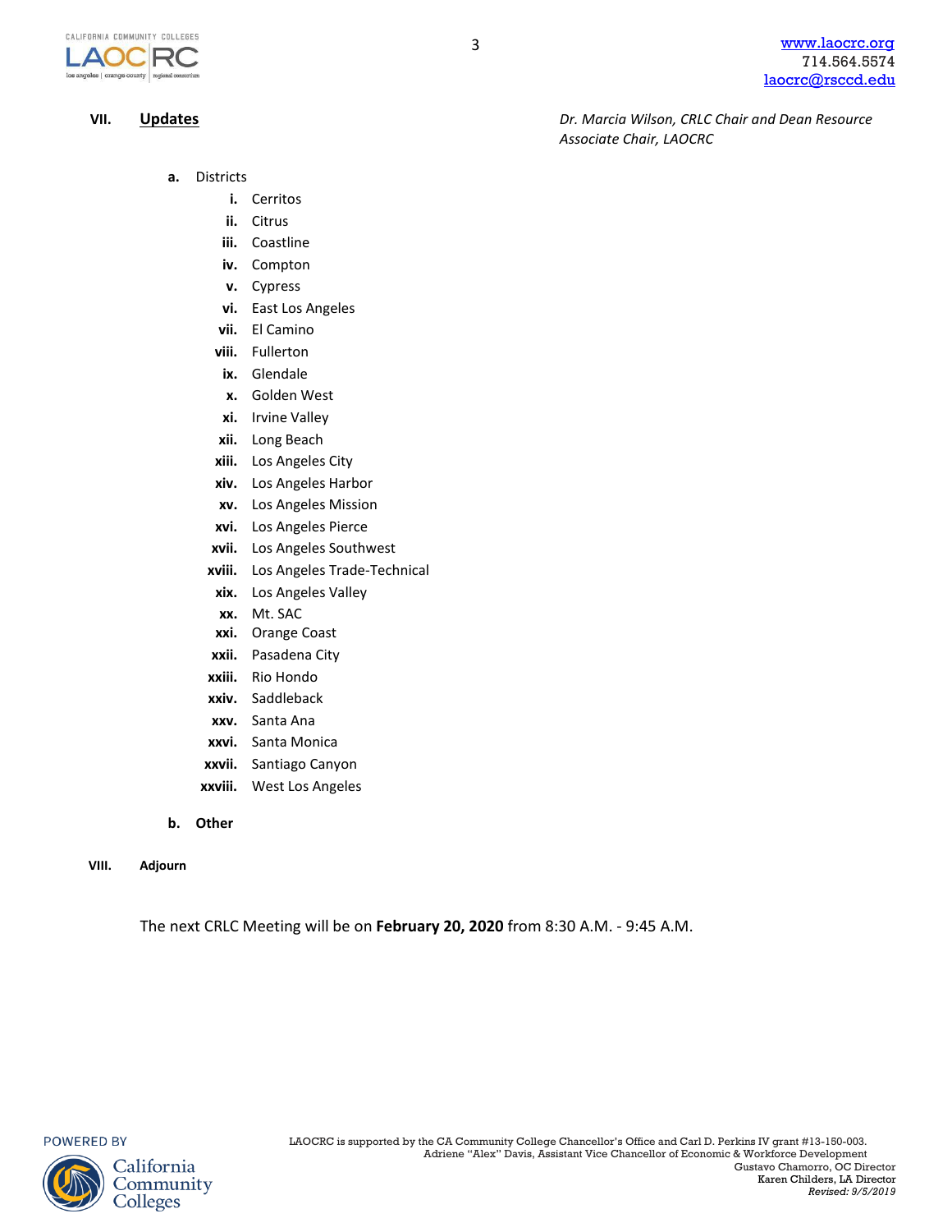**VII. Updates** — *Dr. Marcia Wilson, CRLC Chair and Dean Resource Associate Chair, LAOCRC*

a. Districts
   i. Cerritos
   ii. Citrus
   iii. Coastline
   iv. Compton
   v. Cypress
   vi. East Los Angeles
   vii. El Camino
   viii. Fullerton
   ix. Glendale
   x. Golden West
   xi. Irvine Valley
   xii. Long Beach
   xiii. Los Angeles City
   xiv. Los Angeles Harbor
   xv. Los Angeles Mission
   xvi. Los Angeles Pierce
   xvii. Los Angeles Southwest
   xviii. Los Angeles Trade-Technical
   xix. Los Angeles Valley
   xx. Mt. SAC
   xxi. Orange Coast
   xxii. Pasadena City
   xxiii. Rio Hondo
   xxiv. Saddleback
   xxv. Santa Ana
   xxvi. Santa Monica
   xxvii. Santiago Canyon
   xxviii. West Los Angeles

b. **Other**

**VIII. Adjourn**

The next CRLC Meeting will be on **February 20, 2020** from 8:30 A.M. - 9:45 A.M.

LAOCRC is supported by the CA Community College Chancellor's Office and Carl D. Perkins IV grant #13-150-003.
Adriene "Alex" Davis, Assistant Vice Chancellor of Economic & Workforce Development
Gustavo Chamorro, OC Director
Karen Childers, LA Director
*Revised: 9/5/2019*